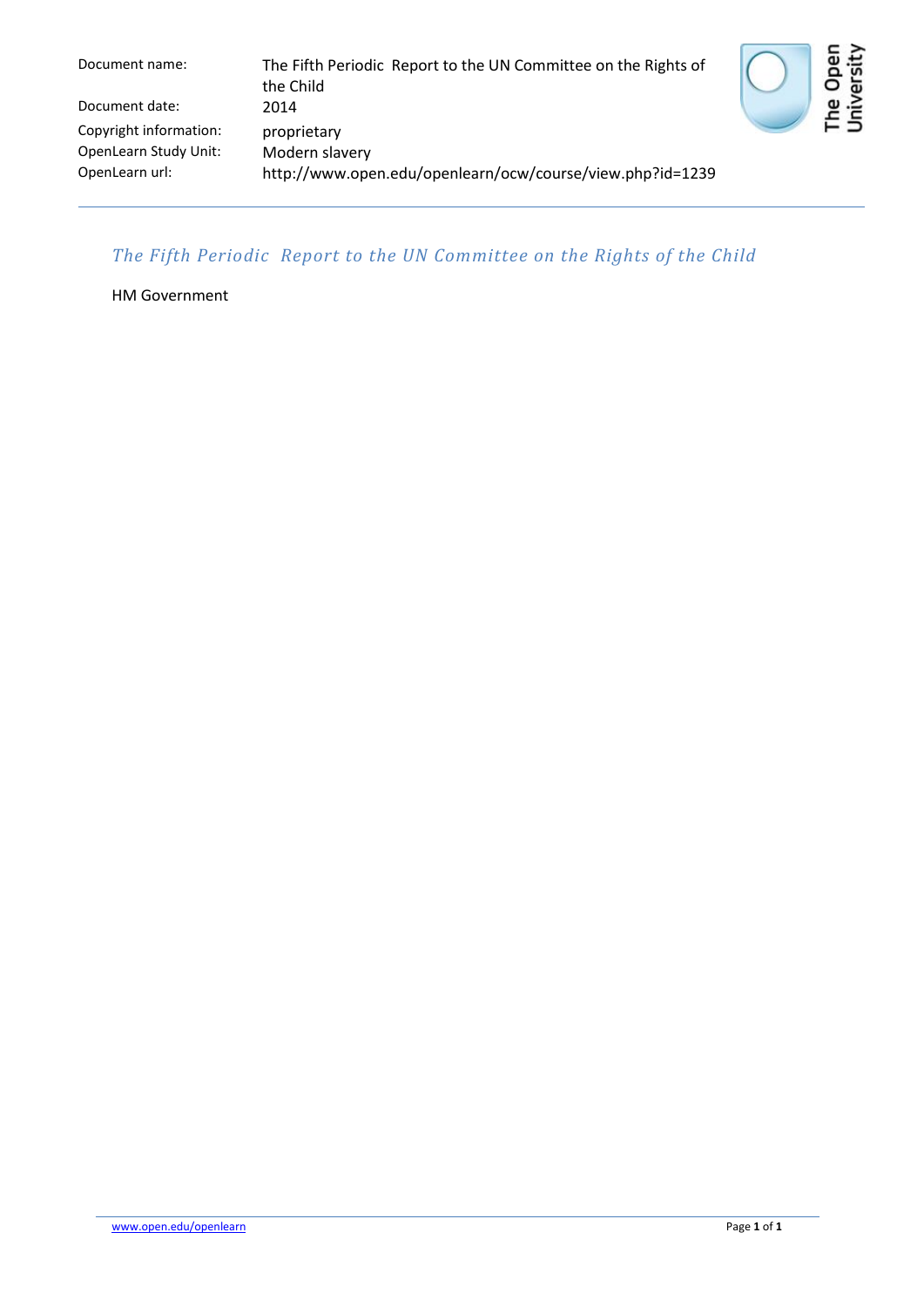| | |
|---|---|
| Document name: | The Fifth Periodic Report to the UN Committee on the Rights of the Child |
| Document date: | 2014 |
| Copyright information: | proprietary |
| OpenLearn Study Unit: | Modern slavery |
| OpenLearn url: | http://www.open.edu/openlearn/ocw/course/view.php?id=1239 |

# *The Fifth Periodic Report to the UN Committee on the Rights of the Child*

HM Government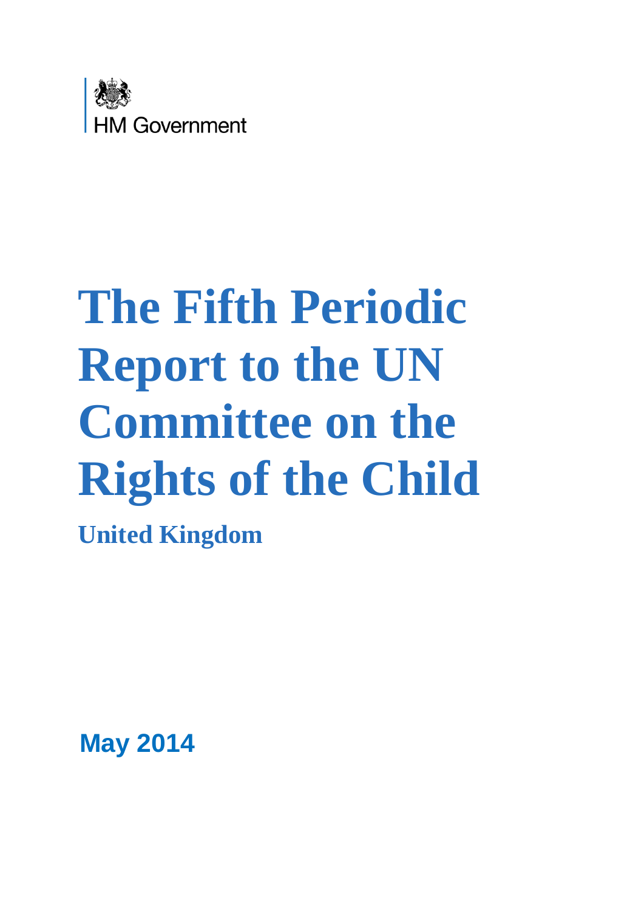HM Government

# The Fifth Periodic Report to the UN Committee on the Rights of the Child

## United Kingdom

**May 2014**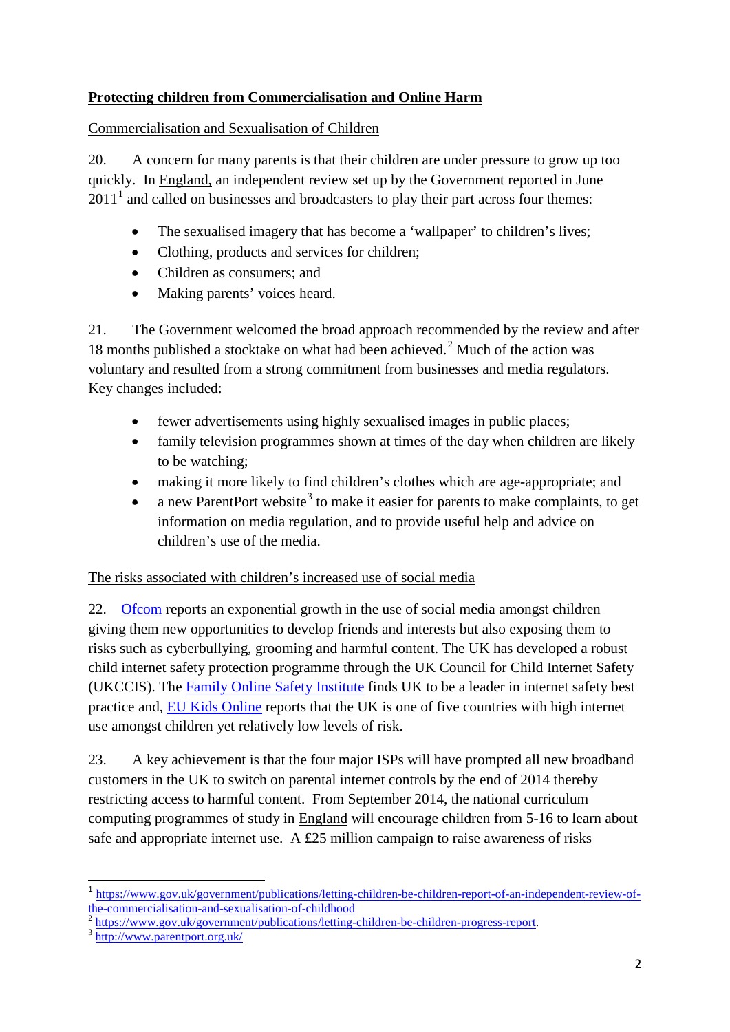**Protecting children from Commercialisation and Online Harm**

Commercialisation and Sexualisation of Children

20. A concern for many parents is that their children are under pressure to grow up too quickly. In England, an independent review set up by the Government reported in June 2011[1] and called on businesses and broadcasters to play their part across four themes:

- The sexualised imagery that has become a 'wallpaper' to children's lives;
- Clothing, products and services for children;
- Children as consumers; and
- Making parents' voices heard.

21. The Government welcomed the broad approach recommended by the review and after 18 months published a stocktake on what had been achieved.[2] Much of the action was voluntary and resulted from a strong commitment from businesses and media regulators. Key changes included:

- fewer advertisements using highly sexualised images in public places;
- family television programmes shown at times of the day when children are likely to be watching;
- making it more likely to find children's clothes which are age-appropriate; and
- a new ParentPort website[3] to make it easier for parents to make complaints, to get information on media regulation, and to provide useful help and advice on children's use of the media.

The risks associated with children's increased use of social media

22. Ofcom reports an exponential growth in the use of social media amongst children giving them new opportunities to develop friends and interests but also exposing them to risks such as cyberbullying, grooming and harmful content. The UK has developed a robust child internet safety protection programme through the UK Council for Child Internet Safety (UKCCIS). The Family Online Safety Institute finds UK to be a leader in internet safety best practice and, EU Kids Online reports that the UK is one of five countries with high internet use amongst children yet relatively low levels of risk.

23. A key achievement is that the four major ISPs will have prompted all new broadband customers in the UK to switch on parental internet controls by the end of 2014 thereby restricting access to harmful content. From September 2014, the national curriculum computing programmes of study in England will encourage children from 5-16 to learn about safe and appropriate internet use. A £25 million campaign to raise awareness of risks

---

[1] https://www.gov.uk/government/publications/letting-children-be-children-report-of-an-independent-review-of-the-commercialisation-and-sexualisation-of-childhood

[2] https://www.gov.uk/government/publications/letting-children-be-children-progress-report.

[3] http://www.parentport.org.uk/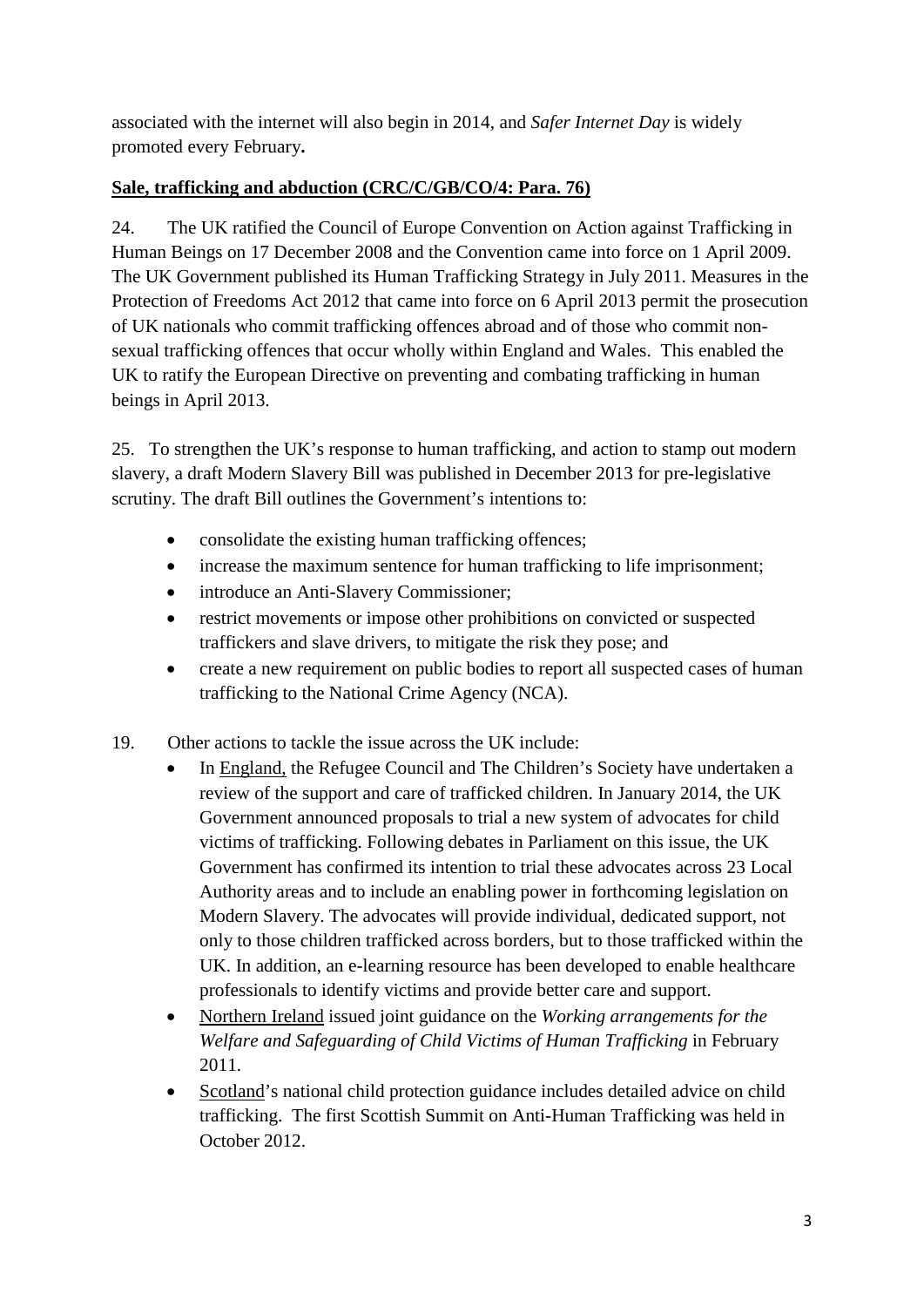associated with the internet will also begin in 2014, and *Safer Internet Day* is widely promoted every February**.**

**Sale, trafficking and abduction (CRC/C/GB/CO/4: Para. 76)**

24. The UK ratified the Council of Europe Convention on Action against Trafficking in Human Beings on 17 December 2008 and the Convention came into force on 1 April 2009. The UK Government published its Human Trafficking Strategy in July 2011. Measures in the Protection of Freedoms Act 2012 that came into force on 6 April 2013 permit the prosecution of UK nationals who commit trafficking offences abroad and of those who commit non-sexual trafficking offences that occur wholly within England and Wales. This enabled the UK to ratify the European Directive on preventing and combating trafficking in human beings in April 2013.

25. To strengthen the UK's response to human trafficking, and action to stamp out modern slavery, a draft Modern Slavery Bill was published in December 2013 for pre-legislative scrutiny. The draft Bill outlines the Government's intentions to:

- consolidate the existing human trafficking offences;
- increase the maximum sentence for human trafficking to life imprisonment;
- introduce an Anti-Slavery Commissioner;
- restrict movements or impose other prohibitions on convicted or suspected traffickers and slave drivers, to mitigate the risk they pose; and
- create a new requirement on public bodies to report all suspected cases of human trafficking to the National Crime Agency (NCA).

19. Other actions to tackle the issue across the UK include:
    - In England, the Refugee Council and The Children's Society have undertaken a review of the support and care of trafficked children. In January 2014, the UK Government announced proposals to trial a new system of advocates for child victims of trafficking. Following debates in Parliament on this issue, the UK Government has confirmed its intention to trial these advocates across 23 Local Authority areas and to include an enabling power in forthcoming legislation on Modern Slavery. The advocates will provide individual, dedicated support, not only to those children trafficked across borders, but to those trafficked within the UK. In addition, an e-learning resource has been developed to enable healthcare professionals to identify victims and provide better care and support.
    - Northern Ireland issued joint guidance on the *Working arrangements for the Welfare and Safeguarding of Child Victims of Human Trafficking* in February 2011.
    - Scotland's national child protection guidance includes detailed advice on child trafficking. The first Scottish Summit on Anti-Human Trafficking was held in October 2012.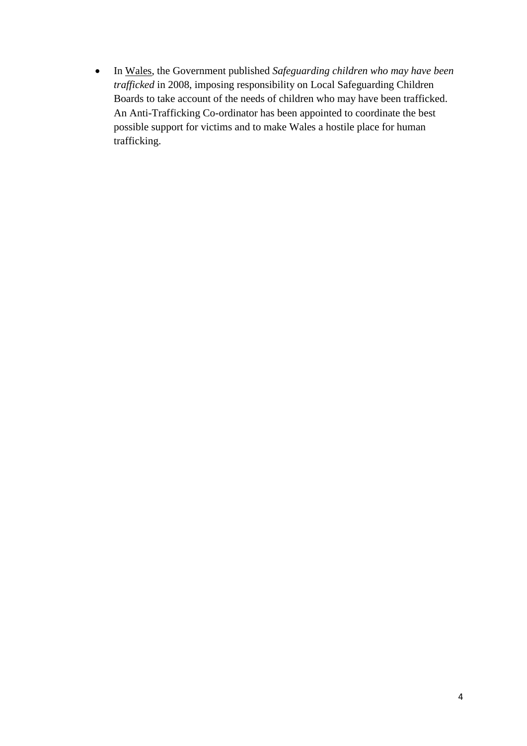- In Wales, the Government published *Safeguarding children who may have been trafficked* in 2008, imposing responsibility on Local Safeguarding Children Boards to take account of the needs of children who may have been trafficked. An Anti-Trafficking Co-ordinator has been appointed to coordinate the best possible support for victims and to make Wales a hostile place for human trafficking.